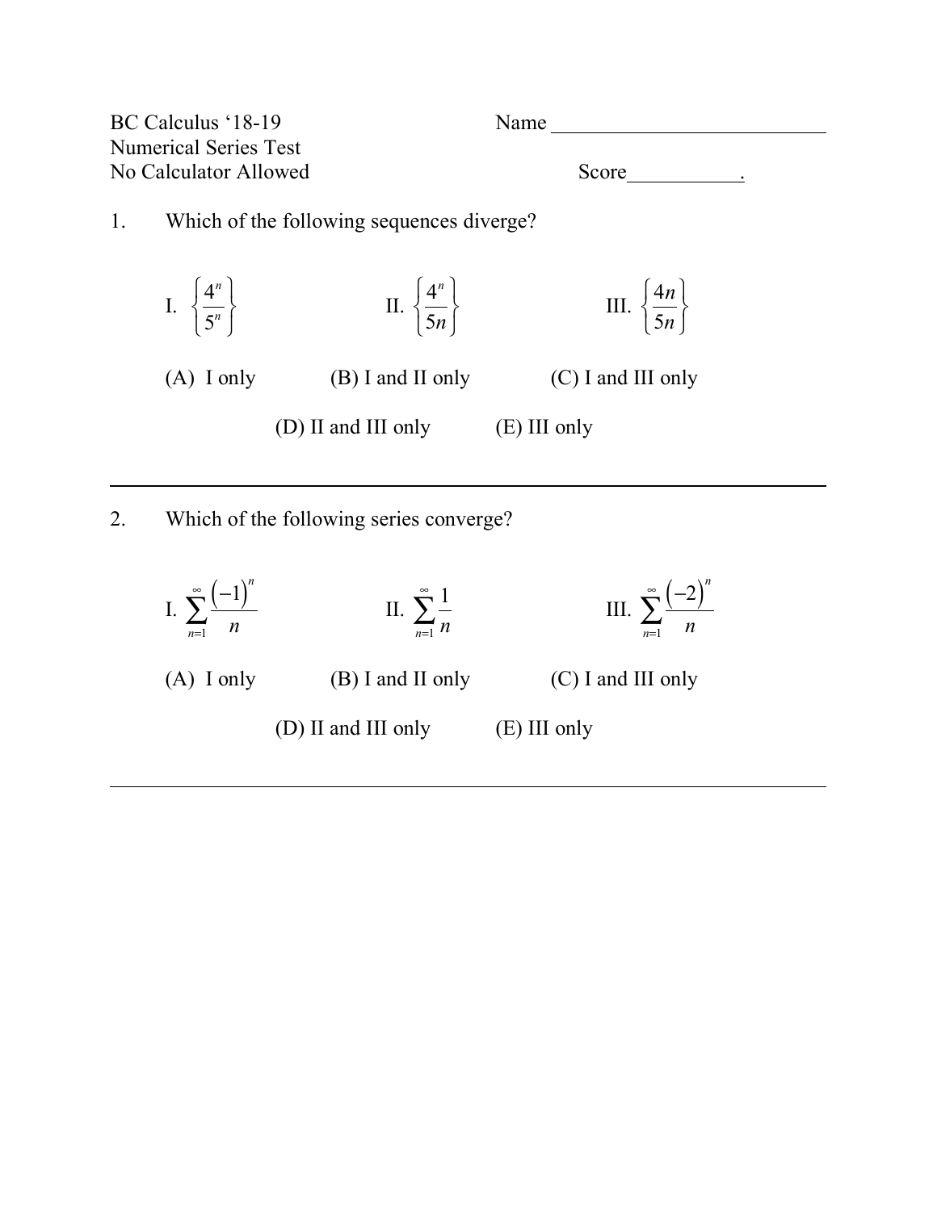BC Calculus '18-19
Numerical Series Test
No Calculator Allowed

Name ___________________________

Score___________.

1. Which of the following sequences diverge?

I. $\left\{\dfrac{4^n}{5^n}\right\}$ II. $\left\{\dfrac{4^n}{5n}\right\}$ III. $\left\{\dfrac{4n}{5n}\right\}$

(A) I only (B) I and II only (C) I and III only

(D) II and III only (E) III only

---

2. Which of the following series converge?

I. $\displaystyle\sum_{n=1}^{\infty}\frac{(-1)^n}{n}$ II. $\displaystyle\sum_{n=1}^{\infty}\frac{1}{n}$ III. $\displaystyle\sum_{n=1}^{\infty}\frac{(-2)^n}{n}$

(A) I only (B) I and II only (C) I and III only

(D) II and III only (E) III only

---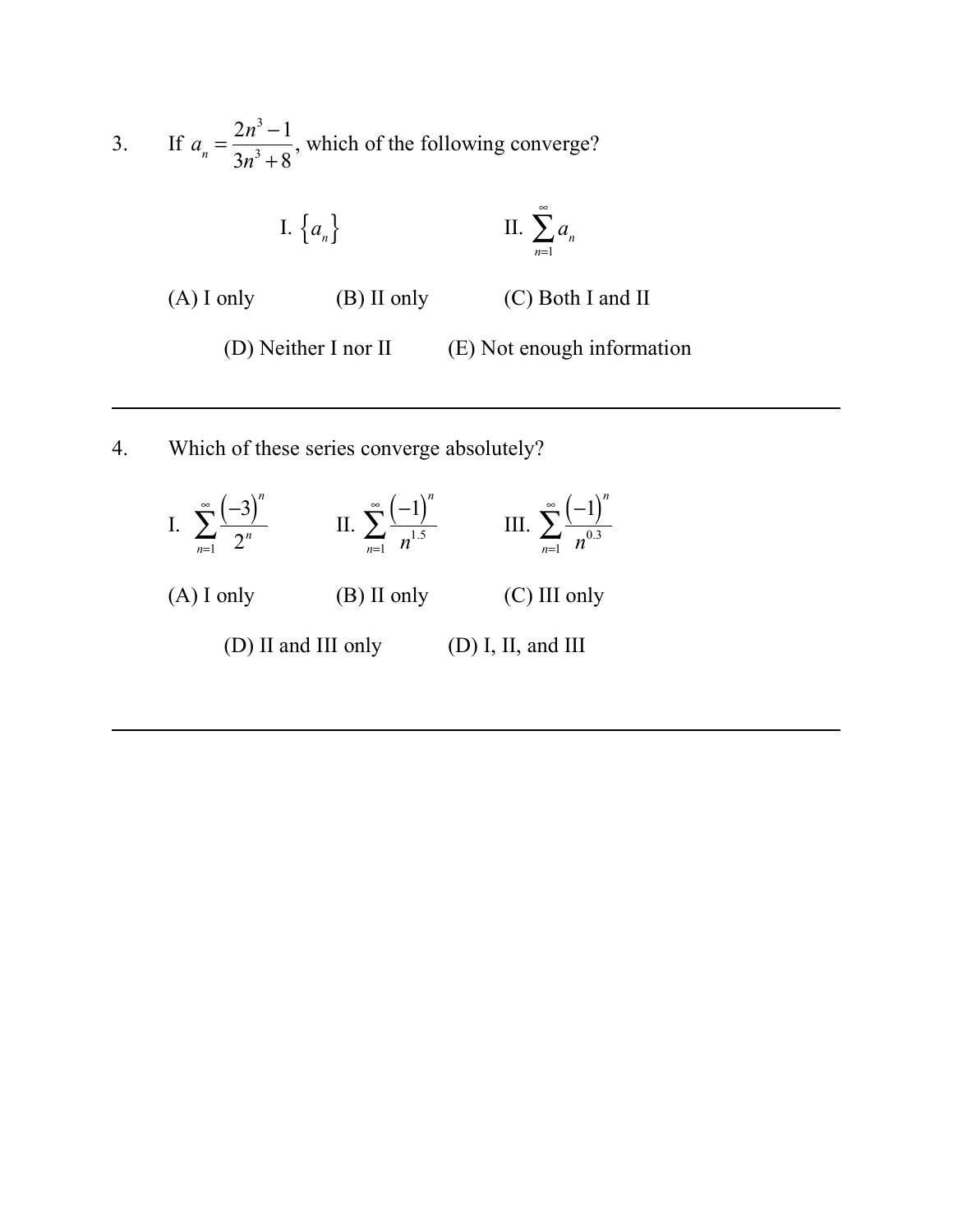3. If $a_n = \dfrac{2n^3 - 1}{3n^3 + 8}$, which of the following converge?

I. $\{a_n\}$ II. $\displaystyle\sum_{n=1}^{\infty} a_n$

(A) I only (B) II only (C) Both I and II

(D) Neither I nor II (E) Not enough information

---

4. Which of these series converge absolutely?

I. $\displaystyle\sum_{n=1}^{\infty} \frac{(-3)^n}{2^n}$ II. $\displaystyle\sum_{n=1}^{\infty} \frac{(-1)^n}{n^{1.5}}$ III. $\displaystyle\sum_{n=1}^{\infty} \frac{(-1)^n}{n^{0.3}}$

(A) I only (B) II only (C) III only

(D) II and III only (D) I, II, and III

---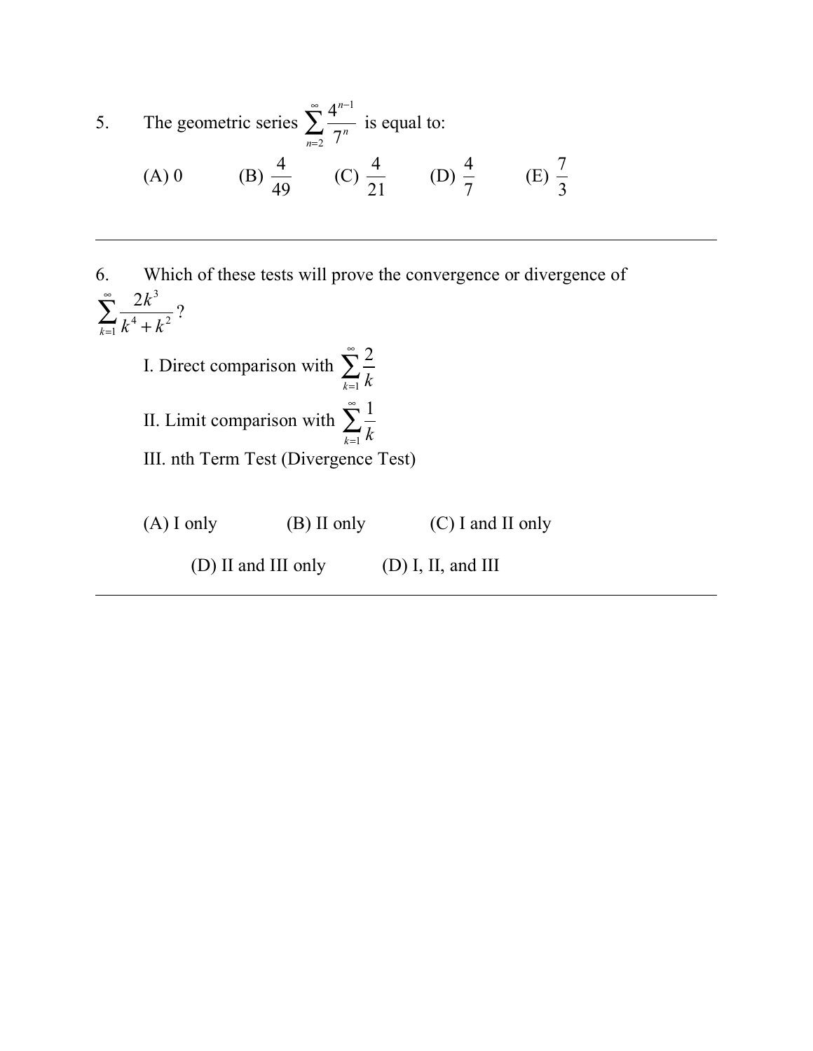5. The geometric series $\sum_{n=2}^{\infty} \frac{4^{n-1}}{7^n}$ is equal to:

(A) 0 (B) $\frac{4}{49}$ (C) $\frac{4}{21}$ (D) $\frac{4}{7}$ (E) $\frac{7}{3}$

---

6. Which of these tests will prove the convergence or divergence of $\sum_{k=1}^{\infty} \frac{2k^3}{k^4 + k^2}$?

I. Direct comparison with $\sum_{k=1}^{\infty} \frac{2}{k}$

II. Limit comparison with $\sum_{k=1}^{\infty} \frac{1}{k}$

III. nth Term Test (Divergence Test)

(A) I only (B) II only (C) I and II only

(D) II and III only (D) I, II, and III

---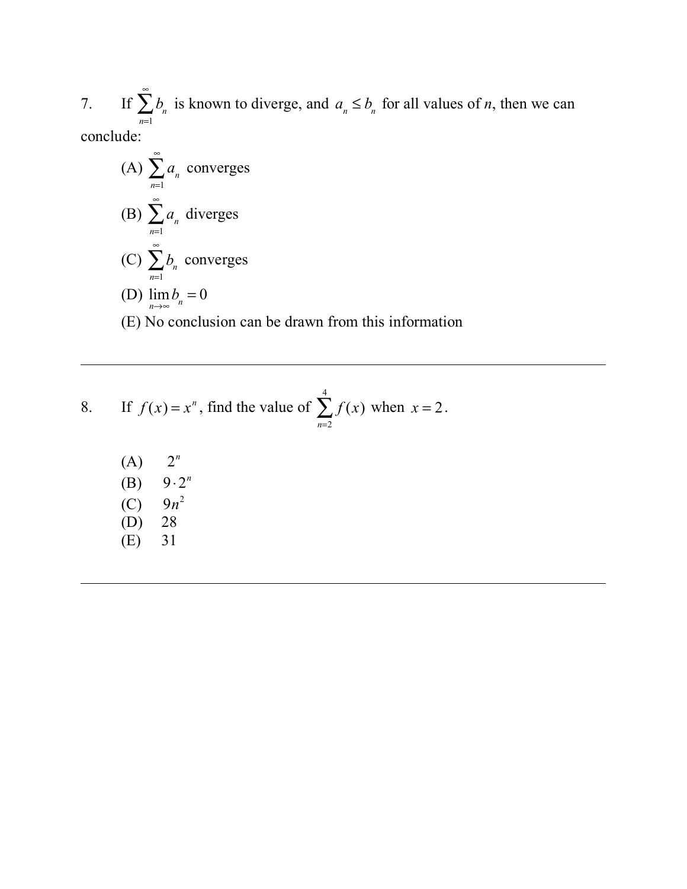7. If $\sum_{n=1}^{\infty} b_n$ is known to diverge, and $a_n \le b_n$ for all values of $n$, then we can conclude:

(A) $\sum_{n=1}^{\infty} a_n$ converges

(B) $\sum_{n=1}^{\infty} a_n$ diverges

(C) $\sum_{n=1}^{\infty} b_n$ converges

(D) $\lim_{n \to \infty} b_n = 0$

(E) No conclusion can be drawn from this information

---

8. If $f(x) = x^n$, find the value of $\sum_{n=2}^{4} f(x)$ when $x = 2$.

(A) $2^n$

(B) $9 \cdot 2^n$

(C) $9n^2$

(D) 28

(E) 31

---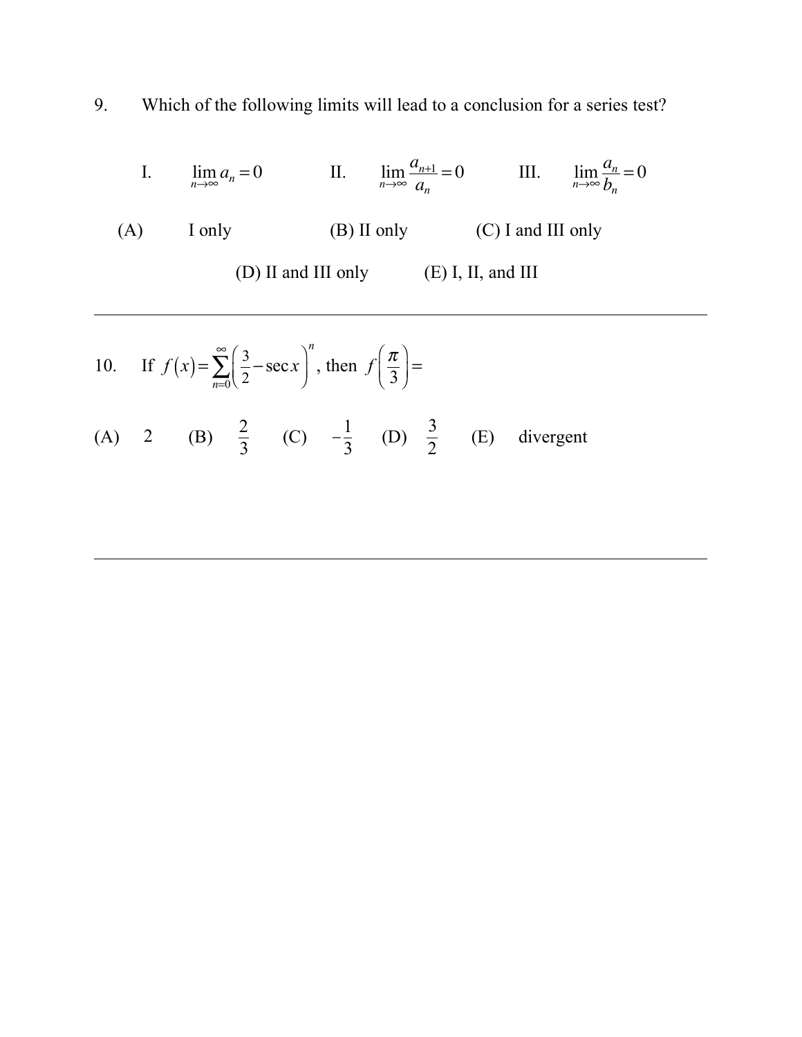9. Which of the following limits will lead to a conclusion for a series test?

I. $\lim_{n\to\infty} a_n = 0$ II. $\lim_{n\to\infty} \frac{a_{n+1}}{a_n} = 0$ III. $\lim_{n\to\infty} \frac{a_n}{b_n} = 0$

(A) I only (B) II only (C) I and III only

(D) II and III only (E) I, II, and III

---

10. If $f(x) = \sum_{n=0}^{\infty} \left( \frac{3}{2} - \sec x \right)^n$, then $f\left( \frac{\pi}{3} \right) =$

(A) 2 (B) $\frac{2}{3}$ (C) $-\frac{1}{3}$ (D) $\frac{3}{2}$ (E) divergent

---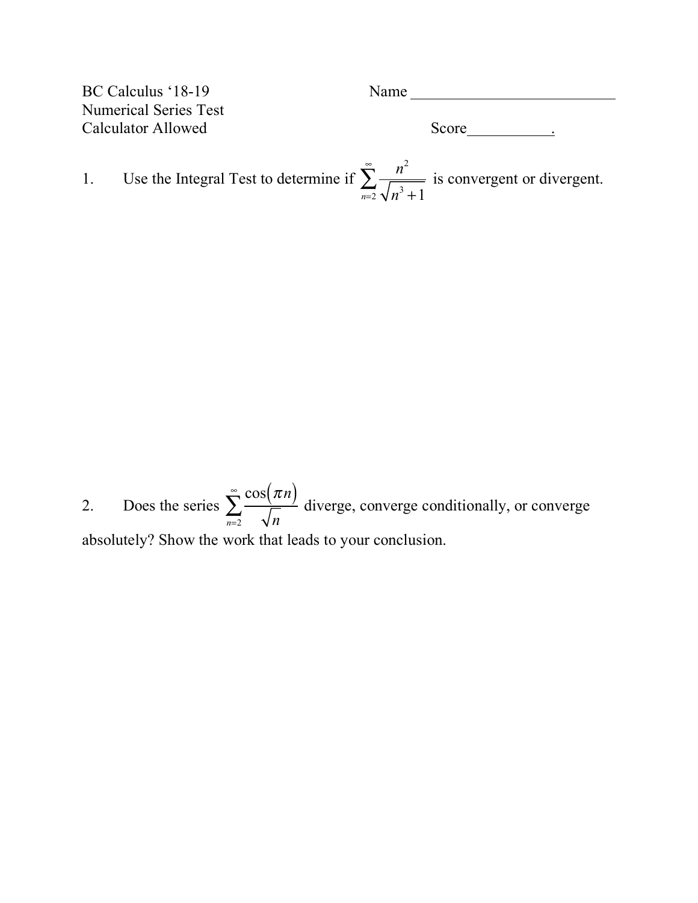BC Calculus '18-19
Numerical Series Test
Calculator Allowed

Name ___________________________

Score___________.

1. Use the Integral Test to determine if $\sum_{n=2}^{\infty} \frac{n^2}{\sqrt{n^3+1}}$ is convergent or divergent.

2. Does the series $\sum_{n=2}^{\infty} \frac{\cos(\pi n)}{\sqrt{n}}$ diverge, converge conditionally, or converge absolutely? Show the work that leads to your conclusion.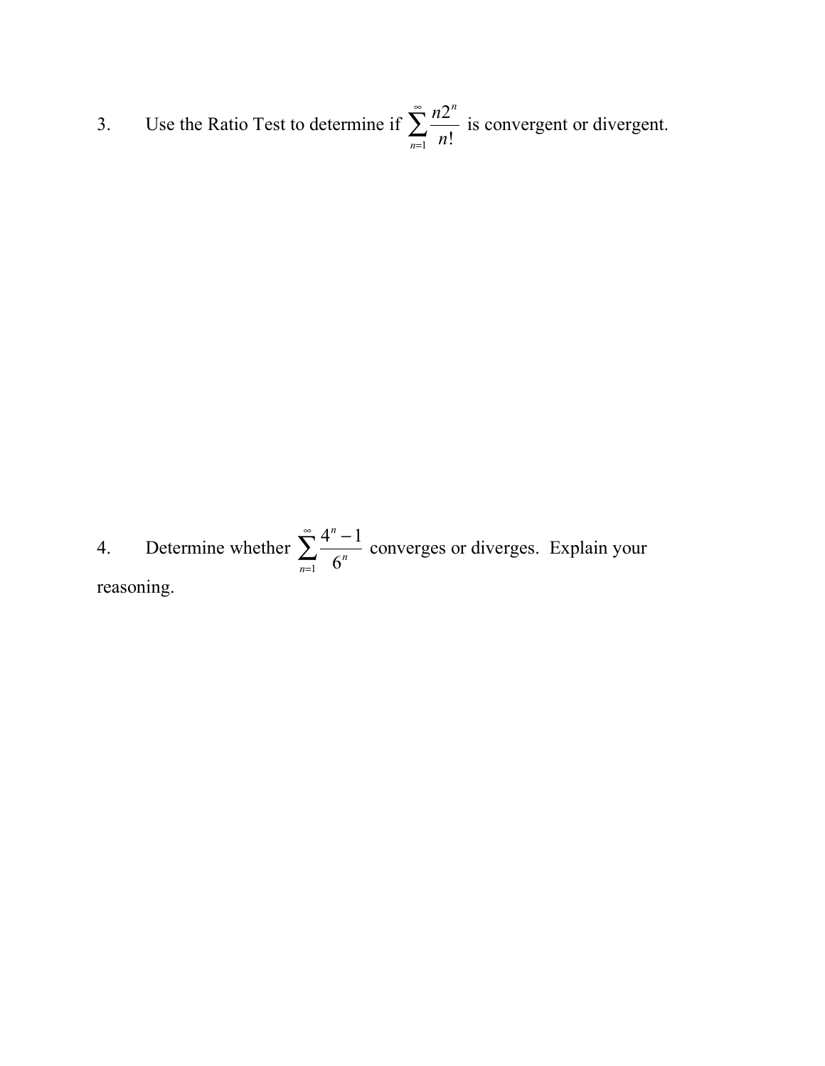3. Use the Ratio Test to determine if $\sum_{n=1}^{\infty} \frac{n2^n}{n!}$ is convergent or divergent.

4. Determine whether $\sum_{n=1}^{\infty} \frac{4^n - 1}{6^n}$ converges or diverges. Explain your reasoning.